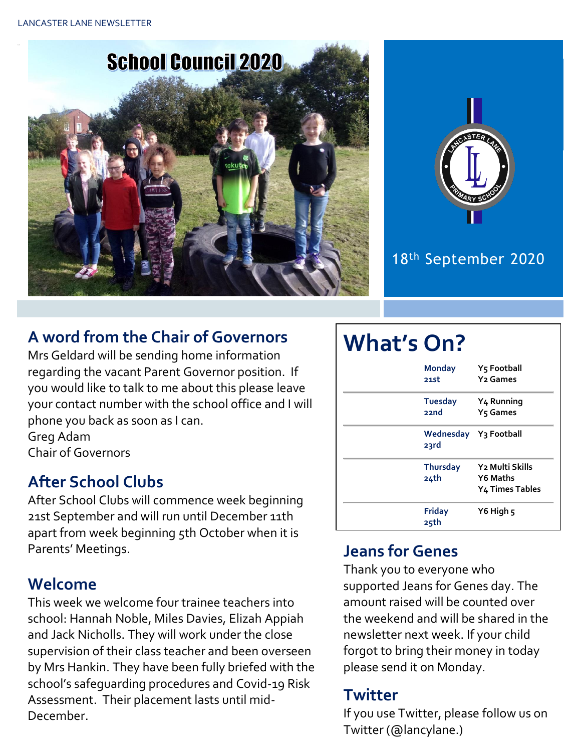LANCASTER LANE NEWSLETTER

# School Council 2020

18th September 2020

## A word from the Chair of Governors

Mrs Geldard will be sending home information regarding the vacant Parent Governor position. If you would like to talk to me about this please leave your contact number with the school office and I will phone you back as soon as I can.
Greg Adam
Chair of Governors

## After School Clubs

After School Clubs will commence week beginning 21st September and will run until December 11th apart from week beginning 5th October when it is Parents' Meetings.

## Welcome

This week we welcome four trainee teachers into school: Hannah Noble, Miles Davies, Elizah Appiah and Jack Nicholls. They will work under the close supervision of their class teacher and been overseen by Mrs Hankin. They have been fully briefed with the school's safeguarding procedures and Covid-19 Risk Assessment. Their placement lasts until mid-December.

# What's On?

| | |
|---|---|
| Monday 21st | Y5 Football<br>Y2 Games |
| Tuesday 22nd | Y4 Running<br>Y5 Games |
| Wednesday 23rd | Y3 Football |
| Thursday 24th | Y2 Multi Skills<br>Y6 Maths<br>Y4 Times Tables |
| Friday 25th | Y6 High 5 |

## Jeans for Genes

Thank you to everyone who supported Jeans for Genes day. The amount raised will be counted over the weekend and will be shared in the newsletter next week. If your child forgot to bring their money in today please send it on Monday.

## Twitter

If you use Twitter, please follow us on Twitter (@lancylane.)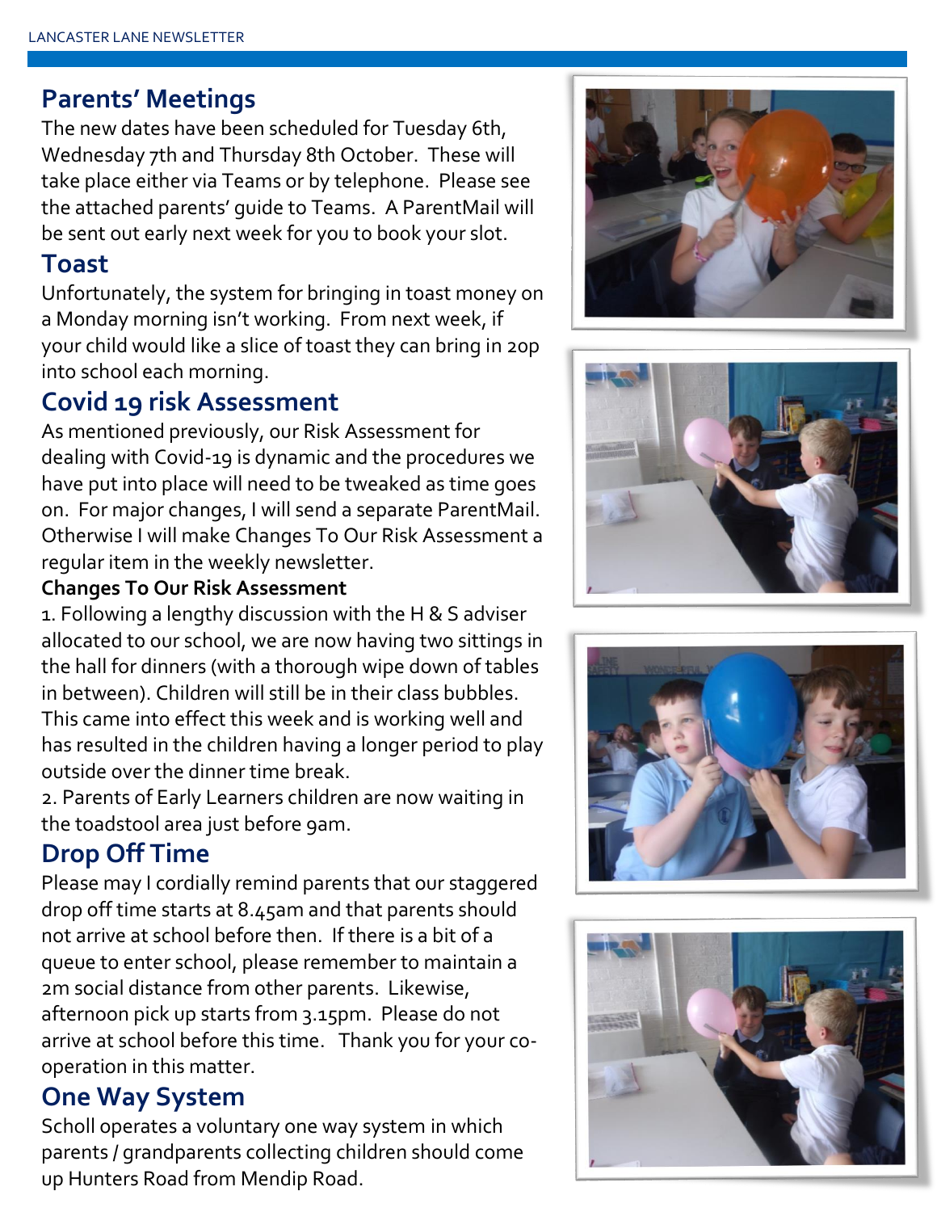## Parents' Meetings

The new dates have been scheduled for Tuesday 6th, Wednesday 7th and Thursday 8th October. These will take place either via Teams or by telephone. Please see the attached parents' guide to Teams. A ParentMail will be sent out early next week for you to book your slot.

## Toast

Unfortunately, the system for bringing in toast money on a Monday morning isn't working. From next week, if your child would like a slice of toast they can bring in 20p into school each morning.

## Covid 19 risk Assessment

As mentioned previously, our Risk Assessment for dealing with Covid-19 is dynamic and the procedures we have put into place will need to be tweaked as time goes on. For major changes, I will send a separate ParentMail. Otherwise I will make Changes To Our Risk Assessment a regular item in the weekly newsletter.

**Changes To Our Risk Assessment**

1. Following a lengthy discussion with the H & S adviser allocated to our school, we are now having two sittings in the hall for dinners (with a thorough wipe down of tables in between). Children will still be in their class bubbles. This came into effect this week and is working well and has resulted in the children having a longer period to play outside over the dinner time break.
2. Parents of Early Learners children are now waiting in the toadstool area just before 9am.

## Drop Off Time

Please may I cordially remind parents that our staggered drop off time starts at 8.45am and that parents should not arrive at school before then. If there is a bit of a queue to enter school, please remember to maintain a 2m social distance from other parents. Likewise, afternoon pick up starts from 3.15pm. Please do not arrive at school before this time. Thank you for your co-operation in this matter.

## One Way System

Scholl operates a voluntary one way system in which parents / grandparents collecting children should come up Hunters Road from Mendip Road.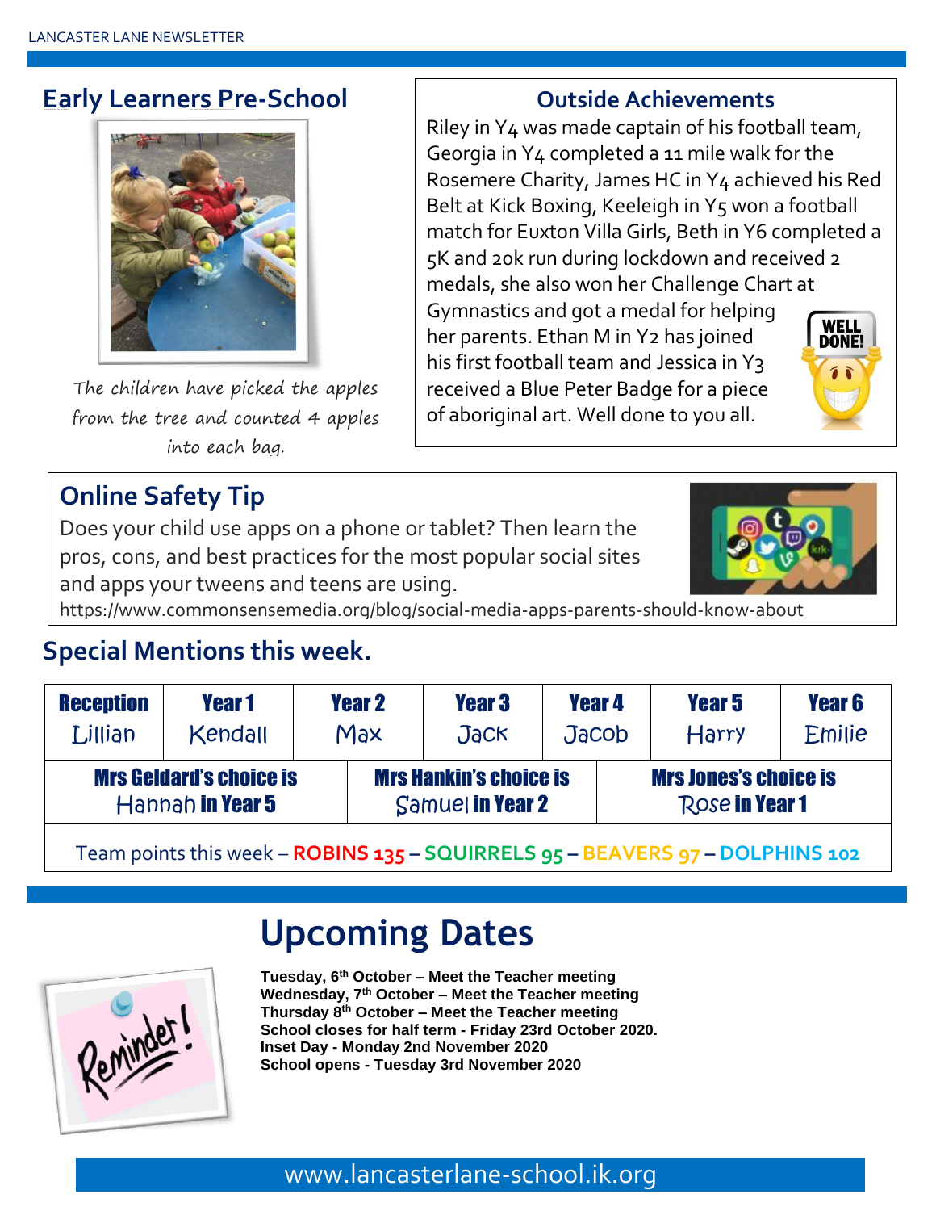## Early Learners Pre-School

The children have picked the apples from the tree and counted 4 apples into each bag.

## Outside Achievements

Riley in Y4 was made captain of his football team, Georgia in Y4 completed a 11 mile walk for the Rosemere Charity, James HC in Y4 achieved his Red Belt at Kick Boxing, Keeleigh in Y5 won a football match for Euxton Villa Girls, Beth in Y6 completed a 5K and 20k run during lockdown and received 2 medals, she also won her Challenge Chart at Gymnastics and got a medal for helping her parents. Ethan M in Y2 has joined his first football team and Jessica in Y3 received a Blue Peter Badge for a piece of aboriginal art. Well done to you all.

## Online Safety Tip

Does your child use apps on a phone or tablet? Then learn the pros, cons, and best practices for the most popular social sites and apps your tweens and teens are using.

https://www.commonsensemedia.org/blog/social-media-apps-parents-should-know-about

## Special Mentions this week.

| Reception | Year 1 | Year 2 | Year 3 | Year 4 | Year 5 | Year 6 |
|---|---|---|---|---|---|---|
| Lillian | Kendall | Max | Jack | Jacob | Harry | Emilie |

**Mrs Geldard's choice is** Hannah **in Year 5**

**Mrs Hankin's choice is** Samuel **in Year 2**

**Mrs Jones's choice is** Rose **in Year 1**

Team points this week – **ROBINS 135** – **SQUIRRELS 95** – **BEAVERS 97** – **DOLPHINS 102**

# Upcoming Dates

**Tuesday, 6th October – Meet the Teacher meeting**
**Wednesday, 7th October – Meet the Teacher meeting**
**Thursday 8th October – Meet the Teacher meeting**
**School closes for half term - Friday 23rd October 2020.**
**Inset Day - Monday 2nd November 2020**
**School opens - Tuesday 3rd November 2020**

www.lancasterlane-school.ik.org